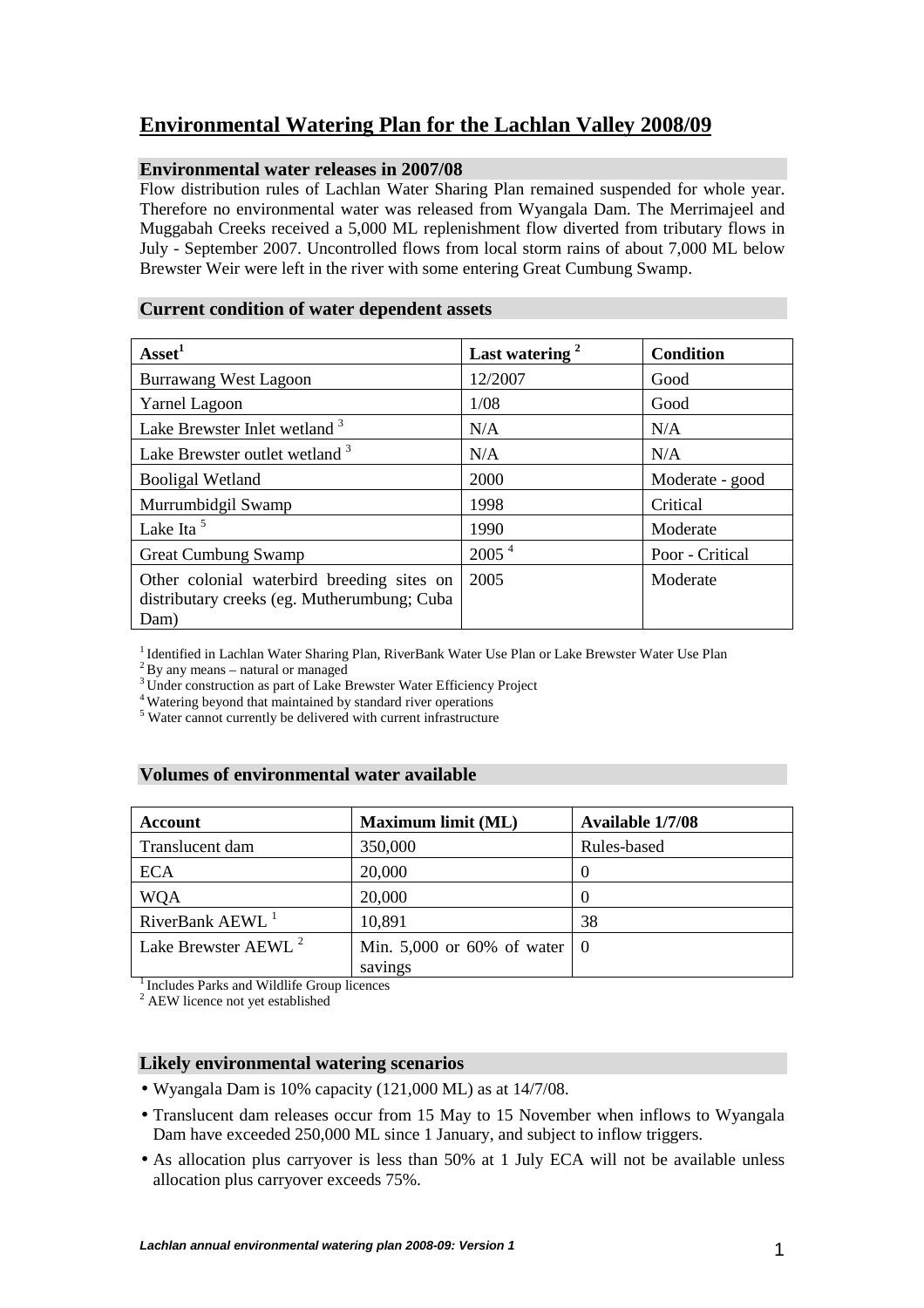# Environmental Watering Plan for the Lachlan Valley 2008/09

## Environmental water releases in 2007/08

Flow distribution rules of Lachlan Water Sharing Plan remained suspended for whole year. Therefore no environmental water was released from Wyangala Dam. The Merrimajeel and Muggabah Creeks received a 5,000 ML replenishment flow diverted from tributary flows in July - September 2007. Uncontrolled flows from local storm rains of about 7,000 ML below Brewster Weir were left in the river with some entering Great Cumbung Swamp.

## Current condition of water dependent assets

| Asset[1] | Last watering [2] | Condition |
|---|---|---|
| Burrawang West Lagoon | 12/2007 | Good |
| Yarnel Lagoon | 1/08 | Good |
| Lake Brewster Inlet wetland [3] | N/A | N/A |
| Lake Brewster outlet wetland [3] | N/A | N/A |
| Booligal Wetland | 2000 | Moderate - good |
| Murrumbidgil Swamp | 1998 | Critical |
| Lake Ita [5] | 1990 | Moderate |
| Great Cumbung Swamp | 2005 [4] | Poor - Critical |
| Other colonial waterbird breeding sites on distributary creeks (eg. Mutherumbung; Cuba Dam) | 2005 | Moderate |

[1] Identified in Lachlan Water Sharing Plan, RiverBank Water Use Plan or Lake Brewster Water Use Plan
[2] By any means – natural or managed
[3] Under construction as part of Lake Brewster Water Efficiency Project
[4] Watering beyond that maintained by standard river operations
[5] Water cannot currently be delivered with current infrastructure

## Volumes of environmental water available

| Account | Maximum limit (ML) | Available 1/7/08 |
|---|---|---|
| Translucent dam | 350,000 | Rules-based |
| ECA | 20,000 | 0 |
| WQA | 20,000 | 0 |
| RiverBank AEWL [1] | 10,891 | 38 |
| Lake Brewster AEWL [2] | Min. 5,000 or 60% of water savings | 0 |

[1] Includes Parks and Wildlife Group licences
[2] AEW licence not yet established

## Likely environmental watering scenarios

- Wyangala Dam is 10% capacity (121,000 ML) as at 14/7/08.
- Translucent dam releases occur from 15 May to 15 November when inflows to Wyangala Dam have exceeded 250,000 ML since 1 January, and subject to inflow triggers.
- As allocation plus carryover is less than 50% at 1 July ECA will not be available unless allocation plus carryover exceeds 75%.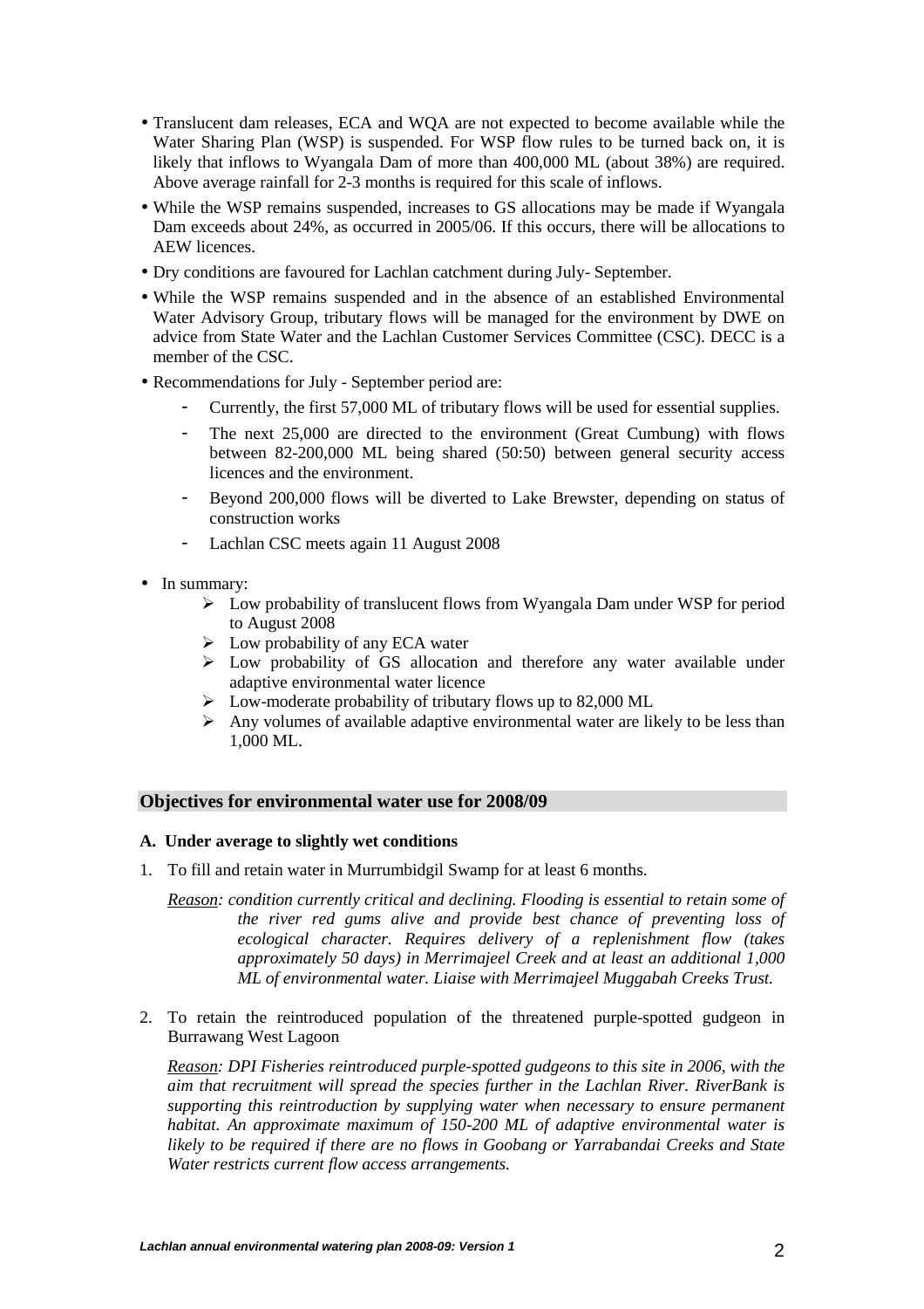- Translucent dam releases, ECA and WQA are not expected to become available while the Water Sharing Plan (WSP) is suspended. For WSP flow rules to be turned back on, it is likely that inflows to Wyangala Dam of more than 400,000 ML (about 38%) are required. Above average rainfall for 2-3 months is required for this scale of inflows.
- While the WSP remains suspended, increases to GS allocations may be made if Wyangala Dam exceeds about 24%, as occurred in 2005/06. If this occurs, there will be allocations to AEW licences.
- Dry conditions are favoured for Lachlan catchment during July- September.
- While the WSP remains suspended and in the absence of an established Environmental Water Advisory Group, tributary flows will be managed for the environment by DWE on advice from State Water and the Lachlan Customer Services Committee (CSC). DECC is a member of the CSC.
- Recommendations for July - September period are:
  - Currently, the first 57,000 ML of tributary flows will be used for essential supplies.
  - The next 25,000 are directed to the environment (Great Cumbung) with flows between 82-200,000 ML being shared (50:50) between general security access licences and the environment.
  - Beyond 200,000 flows will be diverted to Lake Brewster, depending on status of construction works
  - Lachlan CSC meets again 11 August 2008
- In summary:
  - Low probability of translucent flows from Wyangala Dam under WSP for period to August 2008
  - Low probability of any ECA water
  - Low probability of GS allocation and therefore any water available under adaptive environmental water licence
  - Low-moderate probability of tributary flows up to 82,000 ML
  - Any volumes of available adaptive environmental water are likely to be less than 1,000 ML.

## Objectives for environmental water use for 2008/09

### A. Under average to slightly wet conditions

1. To fill and retain water in Murrumbidgil Swamp for at least 6 months.

   *Reason: condition currently critical and declining. Flooding is essential to retain some of the river red gums alive and provide best chance of preventing loss of ecological character. Requires delivery of a replenishment flow (takes approximately 50 days) in Merrimajeel Creek and at least an additional 1,000 ML of environmental water. Liaise with Merrimajeel Muggabah Creeks Trust.*

2. To retain the reintroduced population of the threatened purple-spotted gudgeon in Burrawang West Lagoon

   *Reason: DPI Fisheries reintroduced purple-spotted gudgeons to this site in 2006, with the aim that recruitment will spread the species further in the Lachlan River. RiverBank is supporting this reintroduction by supplying water when necessary to ensure permanent habitat. An approximate maximum of 150-200 ML of adaptive environmental water is likely to be required if there are no flows in Goobang or Yarrabandai Creeks and State Water restricts current flow access arrangements.*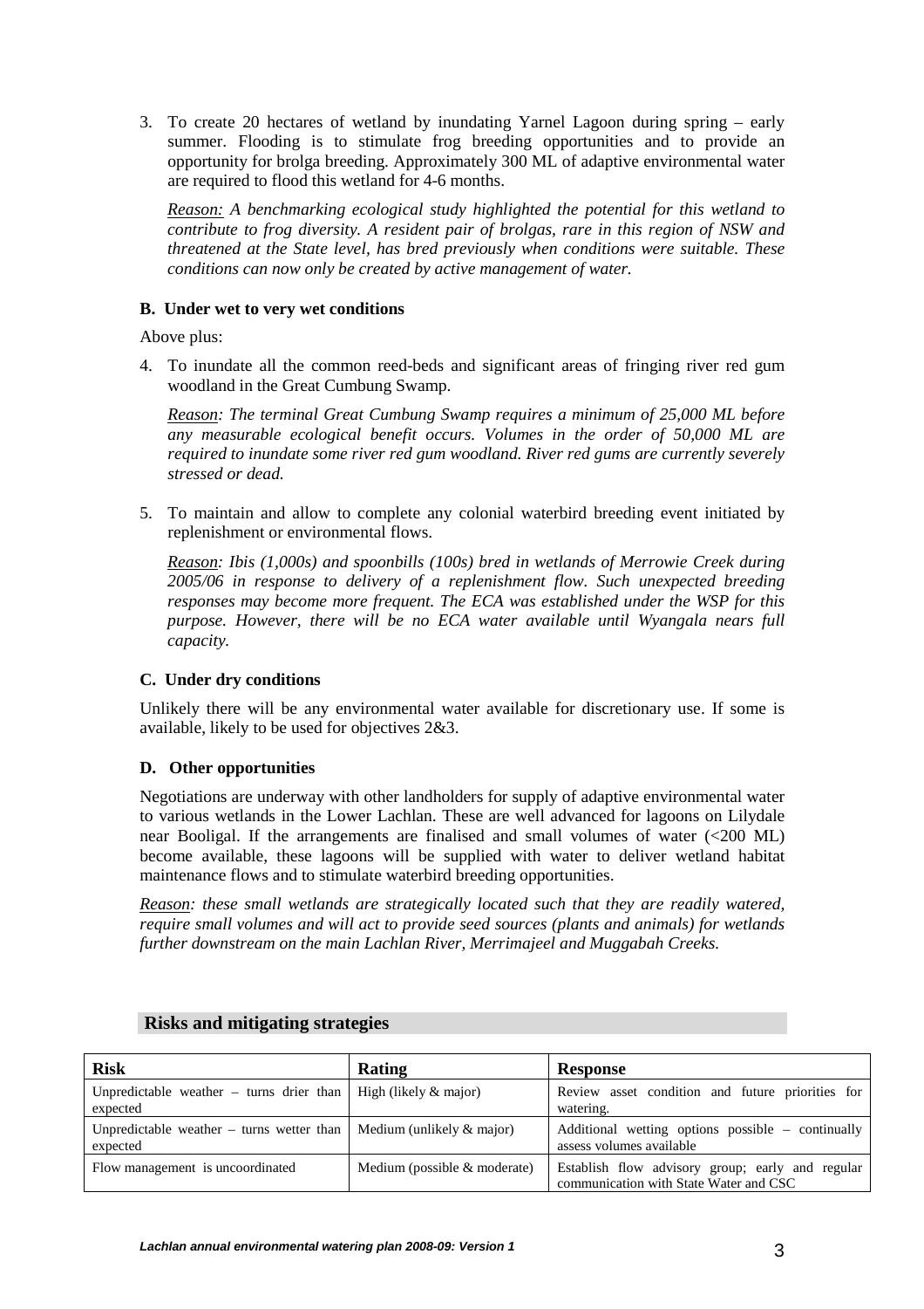3. To create 20 hectares of wetland by inundating Yarnel Lagoon during spring – early summer. Flooding is to stimulate frog breeding opportunities and to provide an opportunity for brolga breeding. Approximately 300 ML of adaptive environmental water are required to flood this wetland for 4-6 months.

   *Reason: A benchmarking ecological study highlighted the potential for this wetland to contribute to frog diversity. A resident pair of brolgas, rare in this region of NSW and threatened at the State level, has bred previously when conditions were suitable. These conditions can now only be created by active management of water.*

#### B. Under wet to very wet conditions

Above plus:

4. To inundate all the common reed-beds and significant areas of fringing river red gum woodland in the Great Cumbung Swamp.

   *Reason: The terminal Great Cumbung Swamp requires a minimum of 25,000 ML before any measurable ecological benefit occurs. Volumes in the order of 50,000 ML are required to inundate some river red gum woodland. River red gums are currently severely stressed or dead.*

5. To maintain and allow to complete any colonial waterbird breeding event initiated by replenishment or environmental flows.

   *Reason: Ibis (1,000s) and spoonbills (100s) bred in wetlands of Merrowie Creek during 2005/06 in response to delivery of a replenishment flow. Such unexpected breeding responses may become more frequent. The ECA was established under the WSP for this purpose. However, there will be no ECA water available until Wyangala nears full capacity.*

#### C. Under dry conditions

Unlikely there will be any environmental water available for discretionary use. If some is available, likely to be used for objectives 2&3.

#### D. Other opportunities

Negotiations are underway with other landholders for supply of adaptive environmental water to various wetlands in the Lower Lachlan. These are well advanced for lagoons on Lilydale near Booligal. If the arrangements are finalised and small volumes of water (<200 ML) become available, these lagoons will be supplied with water to deliver wetland habitat maintenance flows and to stimulate waterbird breeding opportunities.

*Reason: these small wetlands are strategically located such that they are readily watered, require small volumes and will act to provide seed sources (plants and animals) for wetlands further downstream on the main Lachlan River, Merrimajeel and Muggabah Creeks.*

### Risks and mitigating strategies

| Risk | Rating | Response |
|---|---|---|
| Unpredictable weather – turns drier than expected | High (likely & major) | Review asset condition and future priorities for watering. |
| Unpredictable weather – turns wetter than expected | Medium (unlikely & major) | Additional wetting options possible – continually assess volumes available |
| Flow management is uncoordinated | Medium (possible & moderate) | Establish flow advisory group; early and regular communication with State Water and CSC |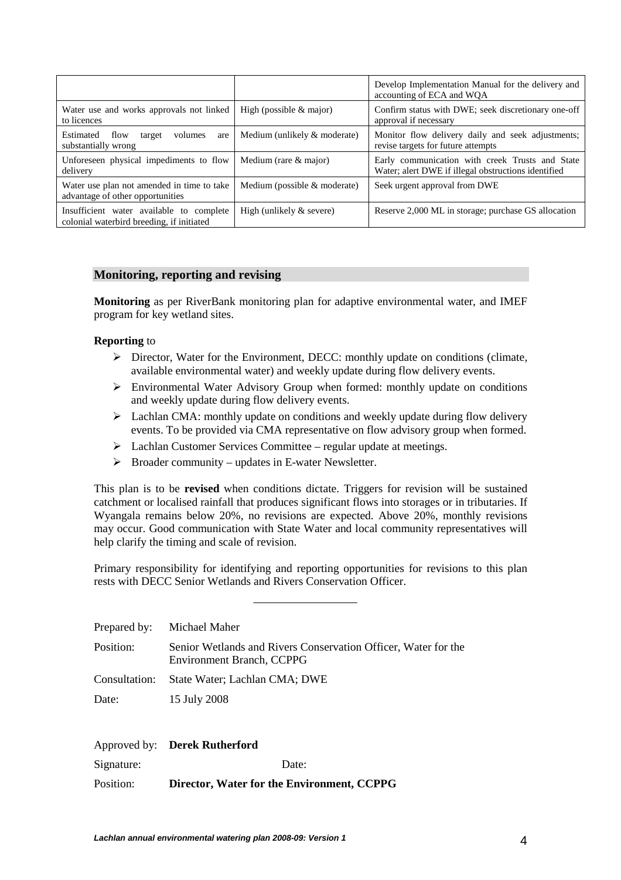| | | |
|---|---|---|
| | | Develop Implementation Manual for the delivery and accounting of ECA and WQA |
| Water use and works approvals not linked to licences | High (possible & major) | Confirm status with DWE; seek discretionary one-off approval if necessary |
| Estimated flow target volumes are substantially wrong | Medium (unlikely & moderate) | Monitor flow delivery daily and seek adjustments; revise targets for future attempts |
| Unforeseen physical impediments to flow delivery | Medium (rare & major) | Early communication with creek Trusts and State Water; alert DWE if illegal obstructions identified |
| Water use plan not amended in time to take advantage of other opportunities | Medium (possible & moderate) | Seek urgent approval from DWE |
| Insufficient water available to complete colonial waterbird breeding, if initiated | High (unlikely & severe) | Reserve 2,000 ML in storage; purchase GS allocation |

## Monitoring, reporting and revising

**Monitoring** as per RiverBank monitoring plan for adaptive environmental water, and IMEF program for key wetland sites.

**Reporting** to

- Director, Water for the Environment, DECC: monthly update on conditions (climate, available environmental water) and weekly update during flow delivery events.
- Environmental Water Advisory Group when formed: monthly update on conditions and weekly update during flow delivery events.
- Lachlan CMA: monthly update on conditions and weekly update during flow delivery events. To be provided via CMA representative on flow advisory group when formed.
- Lachlan Customer Services Committee – regular update at meetings.
- Broader community – updates in E-water Newsletter.

This plan is to be **revised** when conditions dictate. Triggers for revision will be sustained catchment or localised rainfall that produces significant flows into storages or in tributaries. If Wyangala remains below 20%, no revisions are expected. Above 20%, monthly revisions may occur. Good communication with State Water and local community representatives will help clarify the timing and scale of revision.

Primary responsibility for identifying and reporting opportunities for revisions to this plan rests with DECC Senior Wetlands and Rivers Conservation Officer.

---

Prepared by: Michael Maher

Position: Senior Wetlands and Rivers Conservation Officer, Water for the Environment Branch, CCPPG

Consultation: State Water; Lachlan CMA; DWE

Date: 15 July 2008

Approved by: **Derek Rutherford**

Signature: Date:

Position: **Director, Water for the Environment, CCPPG**